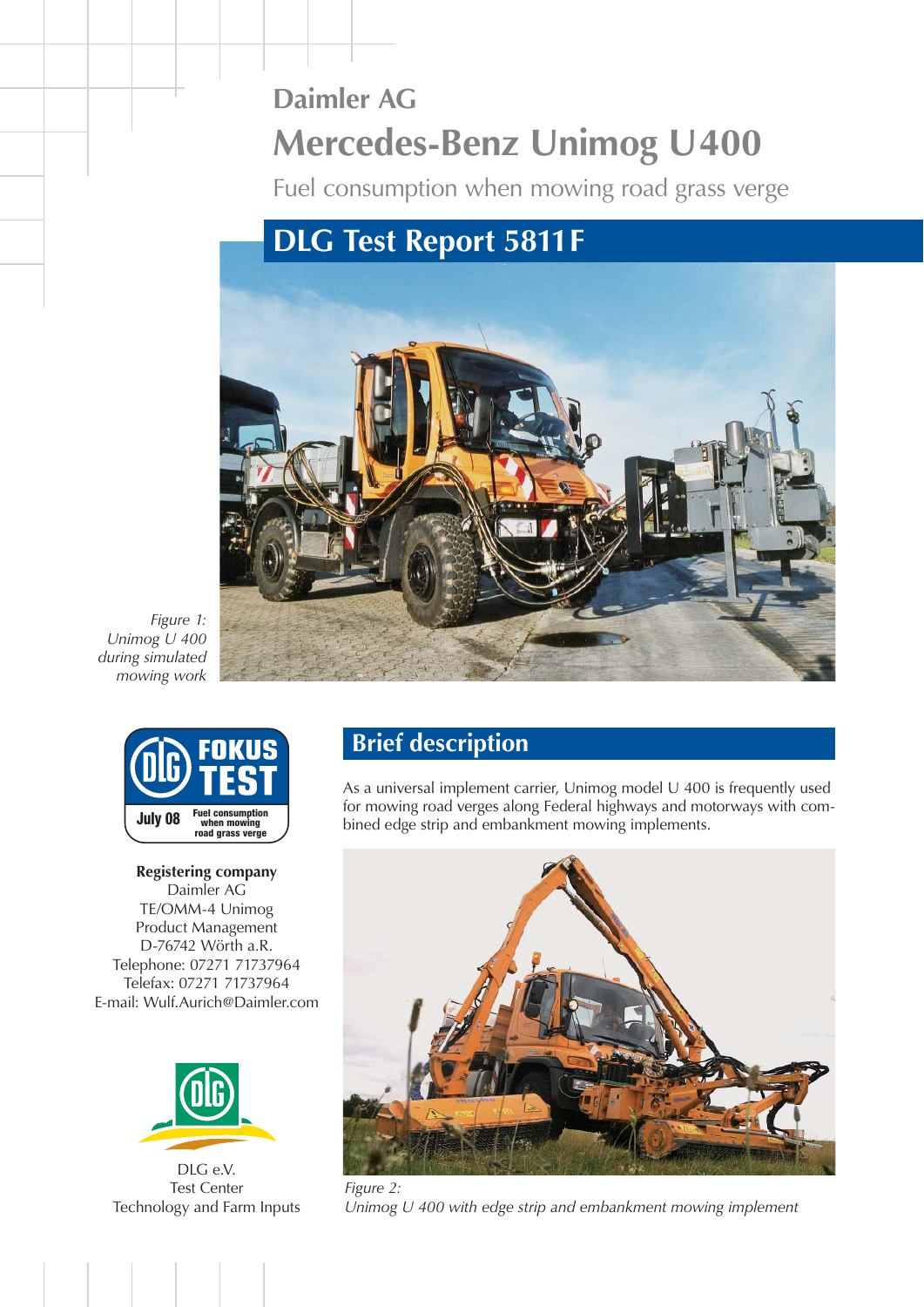Daimler AG

# Mercedes-Benz Unimog U400

Fuel consumption when mowing road grass verge

## DLG Test Report 5811 F

*Figure 1: Unimog U 400 during simulated mowing work*

DLG FOKUS TEST
July 08
Fuel consumption when mowing road grass verge

**Registering company**
Daimler AG
TE/OMM-4 Unimog
Product Management
D-76742 Wörth a.R.
Telephone: 07271 71737964
Telefax: 07271 71737964
E-mail: Wulf.Aurich@Daimler.com

DLG e.V.
Test Center
Technology and Farm Inputs

## Brief description

As a universal implement carrier, Unimog model U 400 is frequently used for mowing road verges along Federal highways and motorways with combined edge strip and embankment mowing implements.

*Figure 2: Unimog U 400 with edge strip and embankment mowing implement*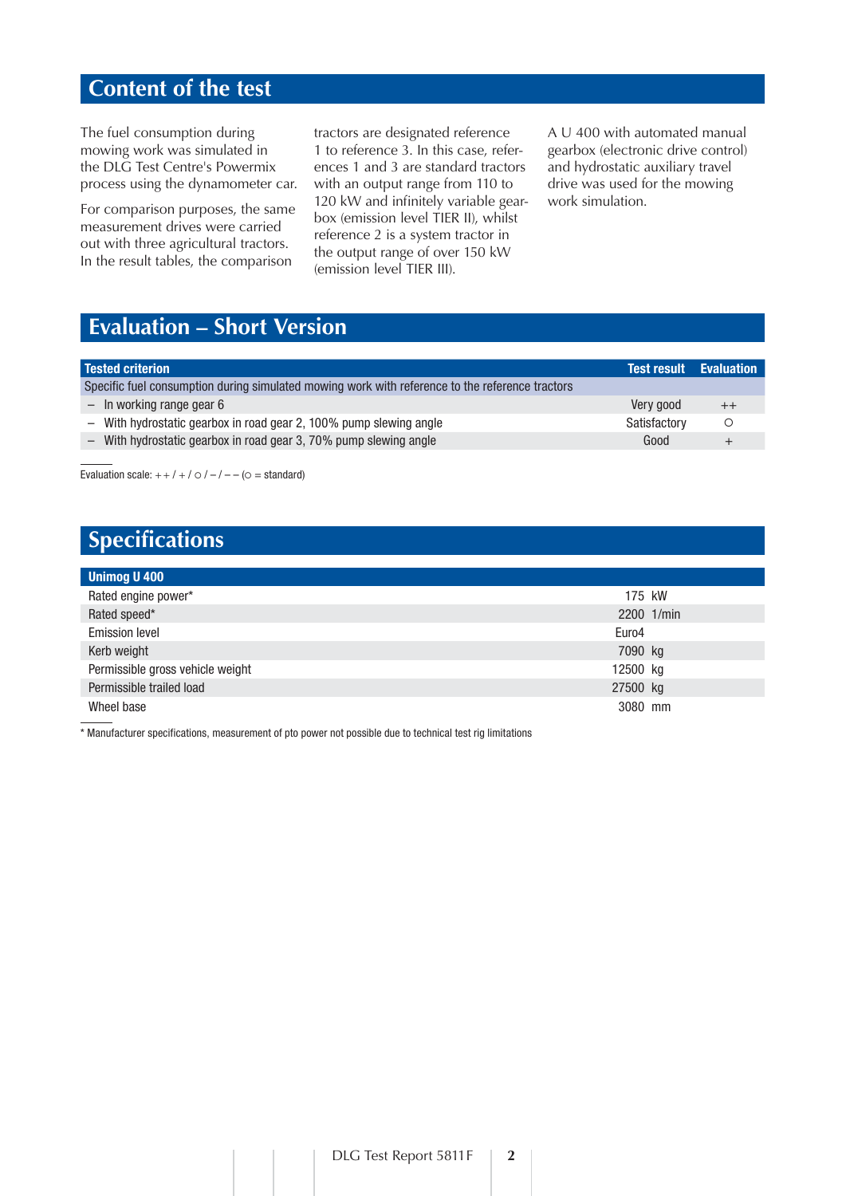## Content of the test

The fuel consumption during mowing work was simulated in the DLG Test Centre's Powermix process using the dynamometer car.

For comparison purposes, the same measurement drives were carried out with three agricultural tractors. In the result tables, the comparison tractors are designated reference 1 to reference 3. In this case, references 1 and 3 are standard tractors with an output range from 110 to 120 kW and infinitely variable gearbox (emission level TIER II), whilst reference 2 is a system tractor in the output range of over 150 kW (emission level TIER III).

A U 400 with automated manual gearbox (electronic drive control) and hydrostatic auxiliary travel drive was used for the mowing work simulation.

## Evaluation – Short Version

| Tested criterion | Test result | Evaluation |
|---|---|---|
| Specific fuel consumption during simulated mowing work with reference to the reference tractors | | |
| – In working range gear 6 | Very good | ++ |
| – With hydrostatic gearbox in road gear 2, 100% pump slewing angle | Satisfactory | ○ |
| – With hydrostatic gearbox in road gear 3, 70% pump slewing angle | Good | + |

Evaluation scale: + + / + / ○ / – / – – (○ = standard)

## Specifications

| Unimog U 400 | |
|---|---|
| Rated engine power* | 175 kW |
| Rated speed* | 2200 1/min |
| Emission level | Euro4 |
| Kerb weight | 7090 kg |
| Permissible gross vehicle weight | 12500 kg |
| Permissible trailed load | 27500 kg |
| Wheel base | 3080 mm |

* Manufacturer specifications, measurement of pto power not possible due to technical test rig limitations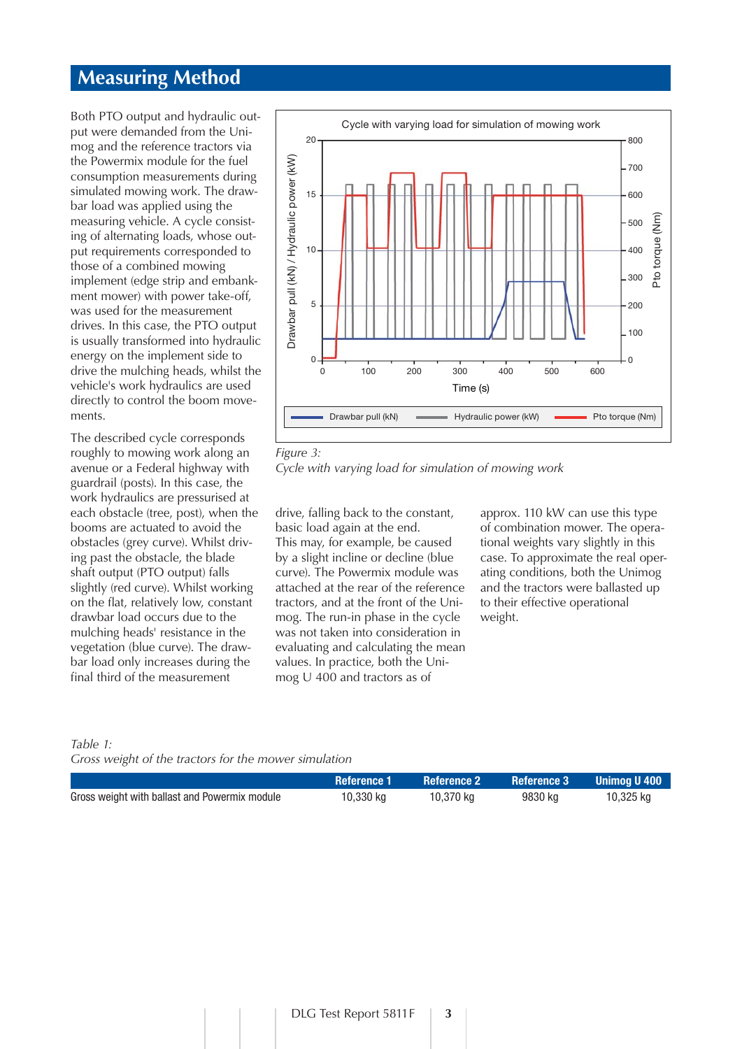## Measuring Method

Both PTO output and hydraulic output were demanded from the Unimog and the reference tractors via the Powermix module for the fuel consumption measurements during simulated mowing work. The drawbar load was applied using the measuring vehicle. A cycle consisting of alternating loads, whose output requirements corresponded to those of a combined mowing implement (edge strip and embankment mower) with power take-off, was used for the measurement drives. In this case, the PTO output is usually transformed into hydraulic energy on the implement side to drive the mulching heads, whilst the vehicle's work hydraulics are used directly to control the boom movements.

The described cycle corresponds roughly to mowing work along an avenue or a Federal highway with guardrail (posts). In this case, the work hydraulics are pressurised at each obstacle (tree, post), when the booms are actuated to avoid the obstacles (grey curve). Whilst driving past the obstacle, the blade shaft output (PTO output) falls slightly (red curve). Whilst working on the flat, relatively low, constant drawbar load occurs due to the mulching heads' resistance in the vegetation (blue curve). The drawbar load only increases during the final third of the measurement drive, falling back to the constant, basic load again at the end. This may, for example, be caused by a slight incline or decline (blue curve). The Powermix module was attached at the rear of the reference tractors, and at the front of the Unimog. The run-in phase in the cycle was not taken into consideration in evaluating and calculating the mean values. In practice, both the Unimog U 400 and tractors as of approx. 110 kW can use this type of combination mower. The operational weights vary slightly in this case. To approximate the real operating conditions, both the Unimog and the tractors were ballasted up to their effective operational weight.

*Figure 3:*
*Cycle with varying load for simulation of mowing work*

*Table 1:*
*Gross weight of the tractors for the mower simulation*

| | Reference 1 | Reference 2 | Reference 3 | Unimog U 400 |
|---|---|---|---|---|
| Gross weight with ballast and Powermix module | 10,330 kg | 10,370 kg | 9830 kg | 10,325 kg |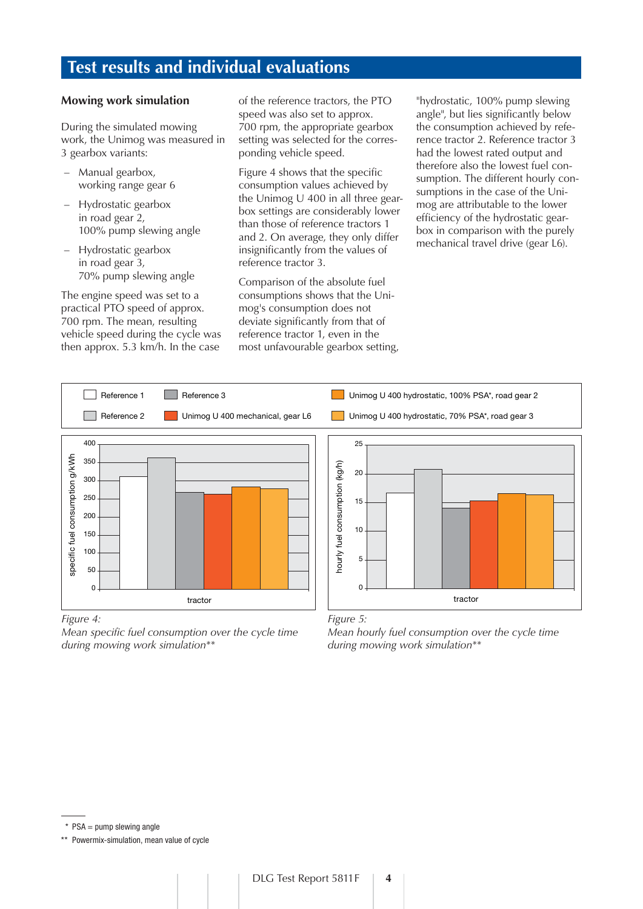## Test results and individual evaluations

### Mowing work simulation

During the simulated mowing work, the Unimog was measured in 3 gearbox variants:

- Manual gearbox, working range gear 6
- Hydrostatic gearbox in road gear 2, 100% pump slewing angle
- Hydrostatic gearbox in road gear 3, 70% pump slewing angle

The engine speed was set to a practical PTO speed of approx. 700 rpm. The mean, resulting vehicle speed during the cycle was then approx. 5.3 km/h. In the case of the reference tractors, the PTO speed was also set to approx. 700 rpm, the appropriate gearbox setting was selected for the corresponding vehicle speed.

Figure 4 shows that the specific consumption values achieved by the Unimog U 400 in all three gearbox settings are considerably lower than those of reference tractors 1 and 2. On average, they only differ insignificantly from the values of reference tractor 3.

Comparison of the absolute fuel consumptions shows that the Unimog's consumption does not deviate significantly from that of reference tractor 1, even in the most unfavourable gearbox setting, "hydrostatic, 100% pump slewing angle", but lies significantly below the consumption achieved by reference tractor 2. Reference tractor 3 had the lowest rated output and therefore also the lowest fuel consumption. The different hourly consumptions in the case of the Unimog are attributable to the lower efficiency of the hydrostatic gearbox in comparison with the purely mechanical travel drive (gear L6).

*Figure 4:*
*Mean specific fuel consumption over the cycle time during mowing work simulation***

*Figure 5:*
*Mean hourly fuel consumption over the cycle time during mowing work simulation***

\* PSA = pump slewing angle

\*\* Powermix-simulation, mean value of cycle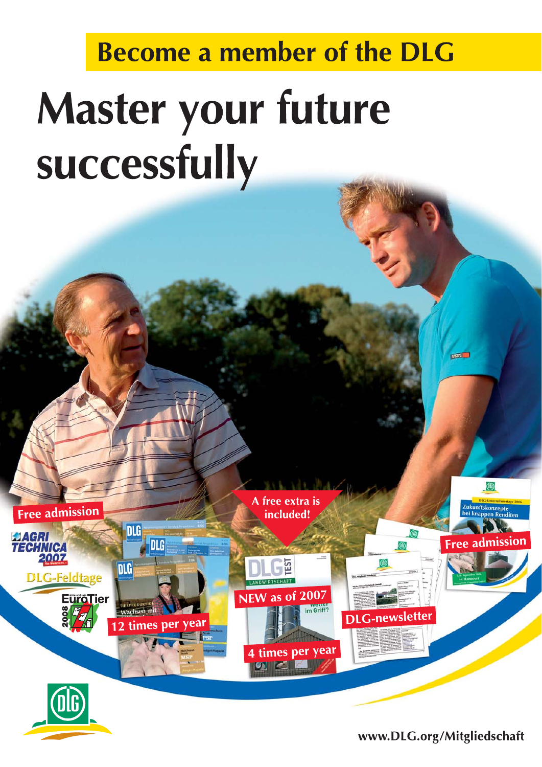## Become a member of the DLG

# Master your future successfully

Free admission

AGRI TECHNICA 2007

DLG-Feldtage

EuroTier 2008

12 times per year

A free extra is included!

NEW as of 2007

4 times per year

DLG-newsletter

Free admission

www.DLG.org/Mitgliedschaft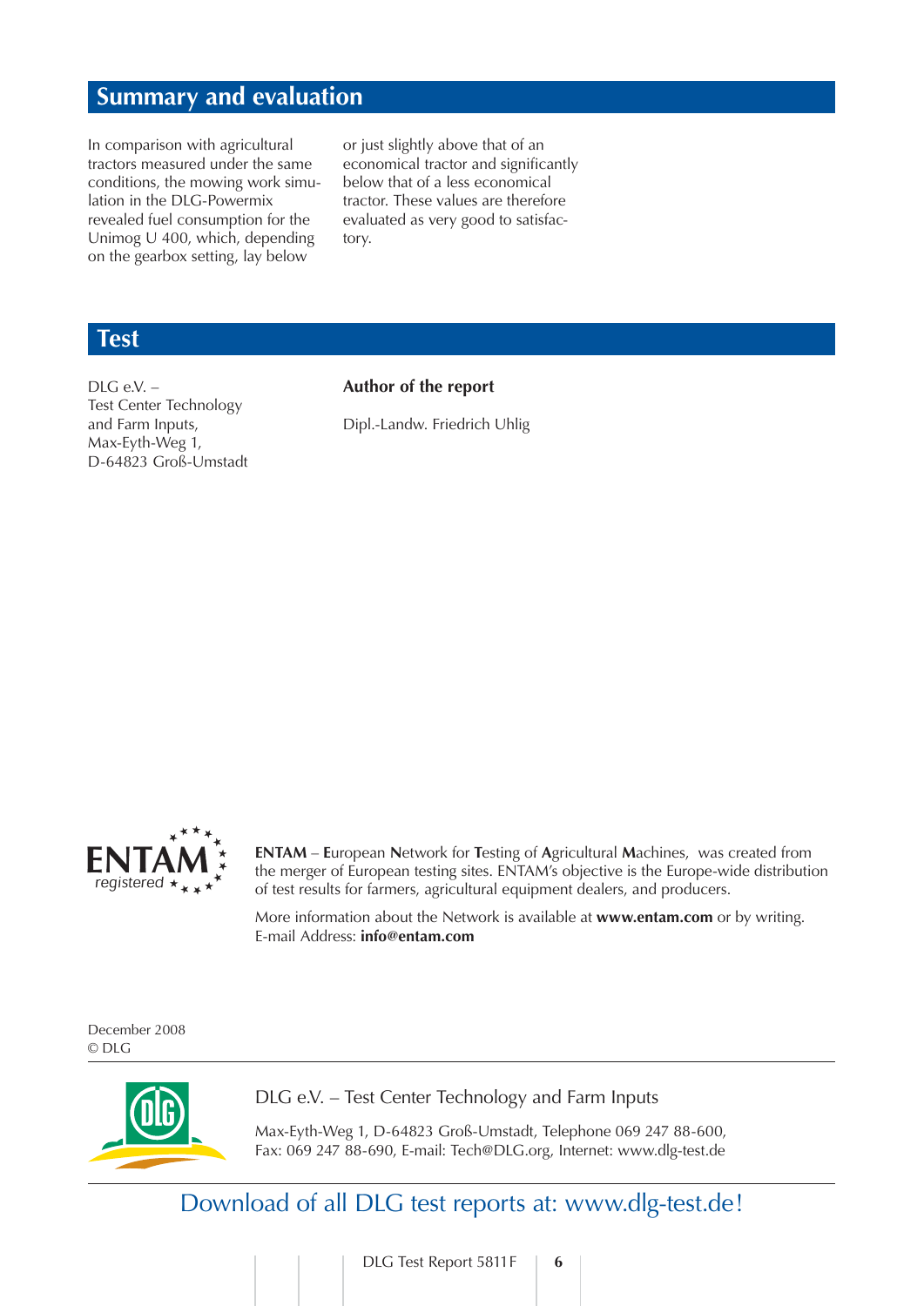## Summary and evaluation

In comparison with agricultural tractors measured under the same conditions, the mowing work simulation in the DLG-Powermix revealed fuel consumption for the Unimog U 400, which, depending on the gearbox setting, lay below or just slightly above that of an economical tractor and significantly below that of a less economical tractor. These values are therefore evaluated as very good to satisfactory.

## Test

DLG e.V. –
Test Center Technology and Farm Inputs,
Max-Eyth-Weg 1,
D-64823 Groß-Umstadt

**Author of the report**

Dipl.-Landw. Friedrich Uhlig

ENTAM registered

**ENTAM** – **E**uropean **N**etwork for **T**esting of **A**gricultural **M**achines, was created from the merger of European testing sites. ENTAM's objective is the Europe-wide distribution of test results for farmers, agricultural equipment dealers, and producers.

More information about the Network is available at **www.entam.com** or by writing.
E-mail Address: **info@entam.com**

December 2008
© DLG

DLG e.V. – Test Center Technology and Farm Inputs

Max-Eyth-Weg 1, D-64823 Groß-Umstadt, Telephone 069 247 88-600,
Fax: 069 247 88-690, E-mail: Tech@DLG.org, Internet: www.dlg-test.de

Download of all DLG test reports at: www.dlg-test.de!

DLG Test Report 5811 F